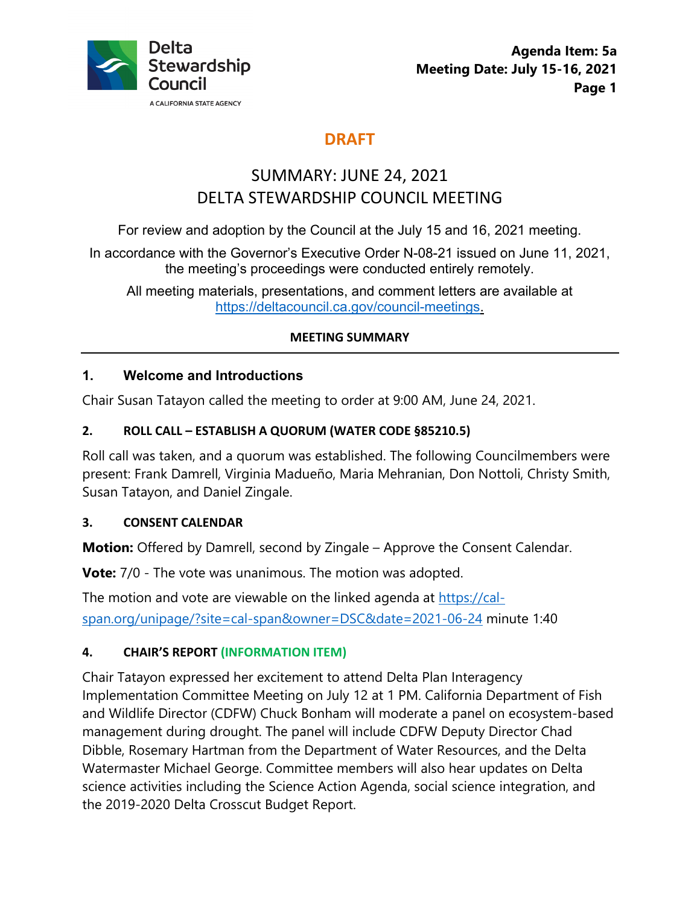Delta Stewardship Council

A CALIFORNIA STATE AGENCY

**Agenda Item: 5a**
**Meeting Date: July 15-16, 2021**

**DRAFT**

# SUMMARY: JUNE 24, 2021
# DELTA STEWARDSHIP COUNCIL MEETING

For review and adoption by the Council at the July 15 and 16, 2021 meeting.

In accordance with the Governor's Executive Order N-08-21 issued on June 11, 2021, the meeting's proceedings were conducted entirely remotely.

All meeting materials, presentations, and comment letters are available at https://deltacouncil.ca.gov/council-meetings.

**MEETING SUMMARY**

## 1. Welcome and Introductions

Chair Susan Tatayon called the meeting to order at 9:00 AM, June 24, 2021.

## 2. ROLL CALL – ESTABLISH A QUORUM (WATER CODE §85210.5)

Roll call was taken, and a quorum was established. The following Councilmembers were present: Frank Damrell, Virginia Madueño, Maria Mehranian, Don Nottoli, Christy Smith, Susan Tatayon, and Daniel Zingale.

## 3. CONSENT CALENDAR

**Motion:** Offered by Damrell, second by Zingale – Approve the Consent Calendar.

**Vote:** 7/0 - The vote was unanimous. The motion was adopted.

The motion and vote are viewable on the linked agenda at https://cal-span.org/unipage/?site=cal-span&owner=DSC&date=2021-06-24 minute 1:40

## 4. CHAIR'S REPORT (INFORMATION ITEM)

Chair Tatayon expressed her excitement to attend Delta Plan Interagency Implementation Committee Meeting on July 12 at 1 PM. California Department of Fish and Wildlife Director (CDFW) Chuck Bonham will moderate a panel on ecosystem-based management during drought. The panel will include CDFW Deputy Director Chad Dibble, Rosemary Hartman from the Department of Water Resources, and the Delta Watermaster Michael George. Committee members will also hear updates on Delta science activities including the Science Action Agenda, social science integration, and the 2019-2020 Delta Crosscut Budget Report.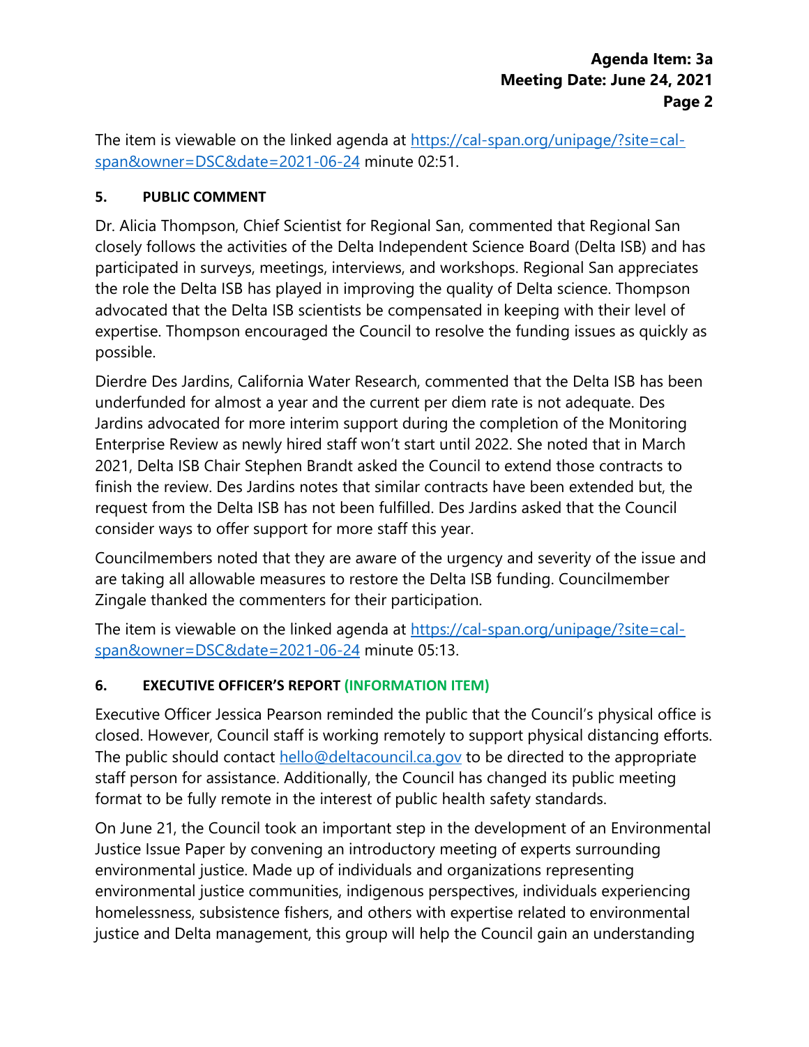The item is viewable on the linked agenda at https://cal-span.org/unipage/?site=cal-span&owner=DSC&date=2021-06-24 minute 02:51.

## 5. PUBLIC COMMENT

Dr. Alicia Thompson, Chief Scientist for Regional San, commented that Regional San closely follows the activities of the Delta Independent Science Board (Delta ISB) and has participated in surveys, meetings, interviews, and workshops. Regional San appreciates the role the Delta ISB has played in improving the quality of Delta science. Thompson advocated that the Delta ISB scientists be compensated in keeping with their level of expertise. Thompson encouraged the Council to resolve the funding issues as quickly as possible.

Dierdre Des Jardins, California Water Research, commented that the Delta ISB has been underfunded for almost a year and the current per diem rate is not adequate. Des Jardins advocated for more interim support during the completion of the Monitoring Enterprise Review as newly hired staff won't start until 2022. She noted that in March 2021, Delta ISB Chair Stephen Brandt asked the Council to extend those contracts to finish the review. Des Jardins notes that similar contracts have been extended but, the request from the Delta ISB has not been fulfilled. Des Jardins asked that the Council consider ways to offer support for more staff this year.

Councilmembers noted that they are aware of the urgency and severity of the issue and are taking all allowable measures to restore the Delta ISB funding. Councilmember Zingale thanked the commenters for their participation.

The item is viewable on the linked agenda at https://cal-span.org/unipage/?site=cal-span&owner=DSC&date=2021-06-24 minute 05:13.

## 6. EXECUTIVE OFFICER'S REPORT (INFORMATION ITEM)

Executive Officer Jessica Pearson reminded the public that the Council's physical office is closed. However, Council staff is working remotely to support physical distancing efforts. The public should contact hello@deltacouncil.ca.gov to be directed to the appropriate staff person for assistance. Additionally, the Council has changed its public meeting format to be fully remote in the interest of public health safety standards.

On June 21, the Council took an important step in the development of an Environmental Justice Issue Paper by convening an introductory meeting of experts surrounding environmental justice. Made up of individuals and organizations representing environmental justice communities, indigenous perspectives, individuals experiencing homelessness, subsistence fishers, and others with expertise related to environmental justice and Delta management, this group will help the Council gain an understanding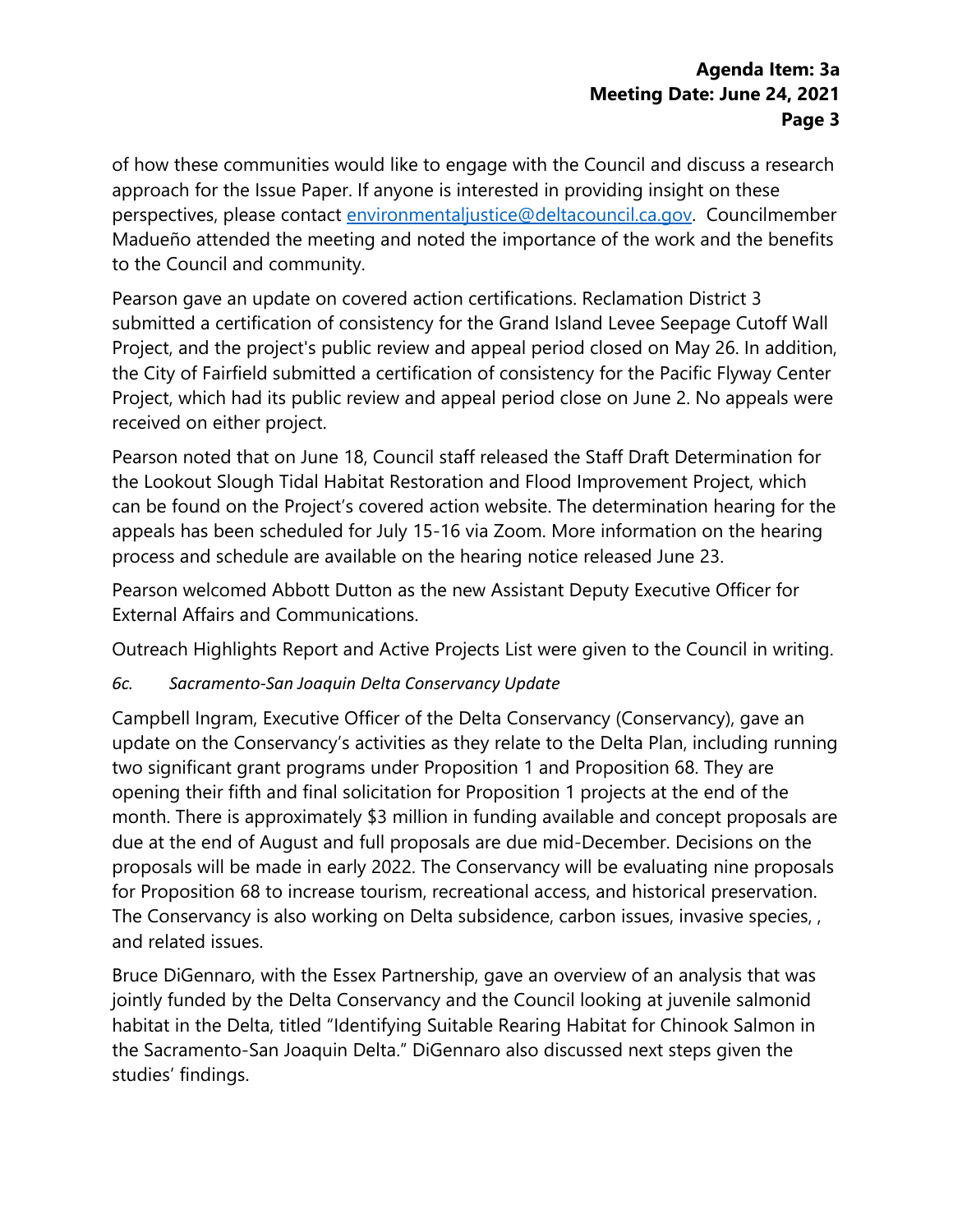of how these communities would like to engage with the Council and discuss a research approach for the Issue Paper. If anyone is interested in providing insight on these perspectives, please contact [environmentaljustice@deltacouncil.ca.gov](mailto:environmentaljustice@deltacouncil.ca.gov). Councilmember Madueño attended the meeting and noted the importance of the work and the benefits to the Council and community.

Pearson gave an update on covered action certifications. Reclamation District 3 submitted a certification of consistency for the Grand Island Levee Seepage Cutoff Wall Project, and the project's public review and appeal period closed on May 26. In addition, the City of Fairfield submitted a certification of consistency for the Pacific Flyway Center Project, which had its public review and appeal period close on June 2. No appeals were received on either project.

Pearson noted that on June 18, Council staff released the Staff Draft Determination for the Lookout Slough Tidal Habitat Restoration and Flood Improvement Project, which can be found on the Project's covered action website. The determination hearing for the appeals has been scheduled for July 15-16 via Zoom. More information on the hearing process and schedule are available on the hearing notice released June 23.

Pearson welcomed Abbott Dutton as the new Assistant Deputy Executive Officer for External Affairs and Communications.

Outreach Highlights Report and Active Projects List were given to the Council in writing.

*6c. Sacramento-San Joaquin Delta Conservancy Update*

Campbell Ingram, Executive Officer of the Delta Conservancy (Conservancy), gave an update on the Conservancy's activities as they relate to the Delta Plan, including running two significant grant programs under Proposition 1 and Proposition 68. They are opening their fifth and final solicitation for Proposition 1 projects at the end of the month. There is approximately $3 million in funding available and concept proposals are due at the end of August and full proposals are due mid-December. Decisions on the proposals will be made in early 2022. The Conservancy will be evaluating nine proposals for Proposition 68 to increase tourism, recreational access, and historical preservation. The Conservancy is also working on Delta subsidence, carbon issues, invasive species, , and related issues.

Bruce DiGennaro, with the Essex Partnership, gave an overview of an analysis that was jointly funded by the Delta Conservancy and the Council looking at juvenile salmonid habitat in the Delta, titled "Identifying Suitable Rearing Habitat for Chinook Salmon in the Sacramento-San Joaquin Delta." DiGennaro also discussed next steps given the studies' findings.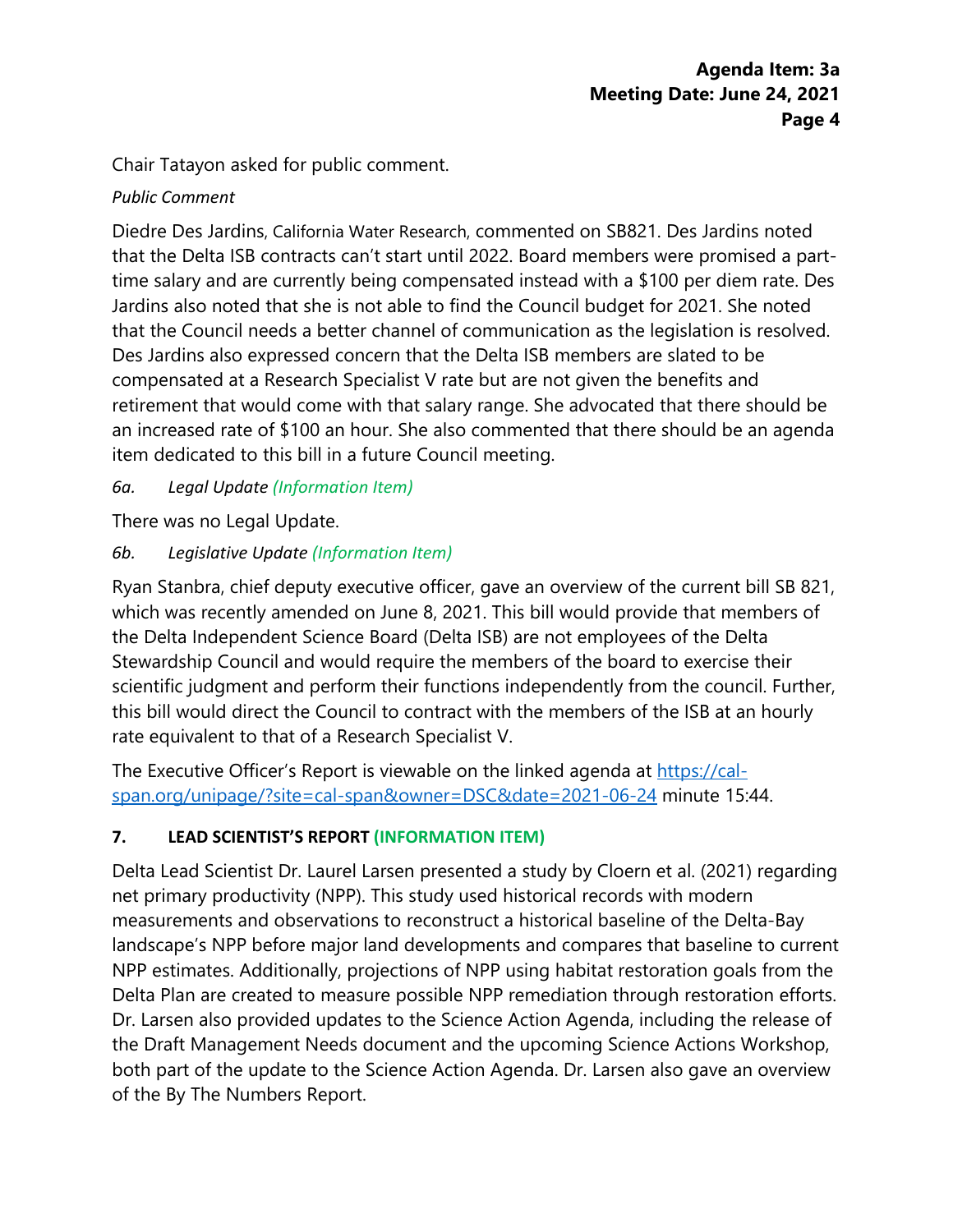Chair Tatayon asked for public comment.

*Public Comment*

Diedre Des Jardins, California Water Research, commented on SB821. Des Jardins noted that the Delta ISB contracts can't start until 2022. Board members were promised a part-time salary and are currently being compensated instead with a $100 per diem rate. Des Jardins also noted that she is not able to find the Council budget for 2021. She noted that the Council needs a better channel of communication as the legislation is resolved. Des Jardins also expressed concern that the Delta ISB members are slated to be compensated at a Research Specialist V rate but are not given the benefits and retirement that would come with that salary range. She advocated that there should be an increased rate of $100 an hour. She also commented that there should be an agenda item dedicated to this bill in a future Council meeting.

*6a. Legal Update (Information Item)*

There was no Legal Update.

*6b. Legislative Update (Information Item)*

Ryan Stanbra, chief deputy executive officer, gave an overview of the current bill SB 821, which was recently amended on June 8, 2021. This bill would provide that members of the Delta Independent Science Board (Delta ISB) are not employees of the Delta Stewardship Council and would require the members of the board to exercise their scientific judgment and perform their functions independently from the council. Further, this bill would direct the Council to contract with the members of the ISB at an hourly rate equivalent to that of a Research Specialist V.

The Executive Officer's Report is viewable on the linked agenda at [https://cal-span.org/unipage/?site=cal-span&owner=DSC&date=2021-06-24](https://cal-span.org/unipage/?site=cal-span&owner=DSC&date=2021-06-24) minute 15:44.

### 7. LEAD SCIENTIST'S REPORT (INFORMATION ITEM)

Delta Lead Scientist Dr. Laurel Larsen presented a study by Cloern et al. (2021) regarding net primary productivity (NPP). This study used historical records with modern measurements and observations to reconstruct a historical baseline of the Delta-Bay landscape's NPP before major land developments and compares that baseline to current NPP estimates. Additionally, projections of NPP using habitat restoration goals from the Delta Plan are created to measure possible NPP remediation through restoration efforts. Dr. Larsen also provided updates to the Science Action Agenda, including the release of the Draft Management Needs document and the upcoming Science Actions Workshop, both part of the update to the Science Action Agenda. Dr. Larsen also gave an overview of the By The Numbers Report.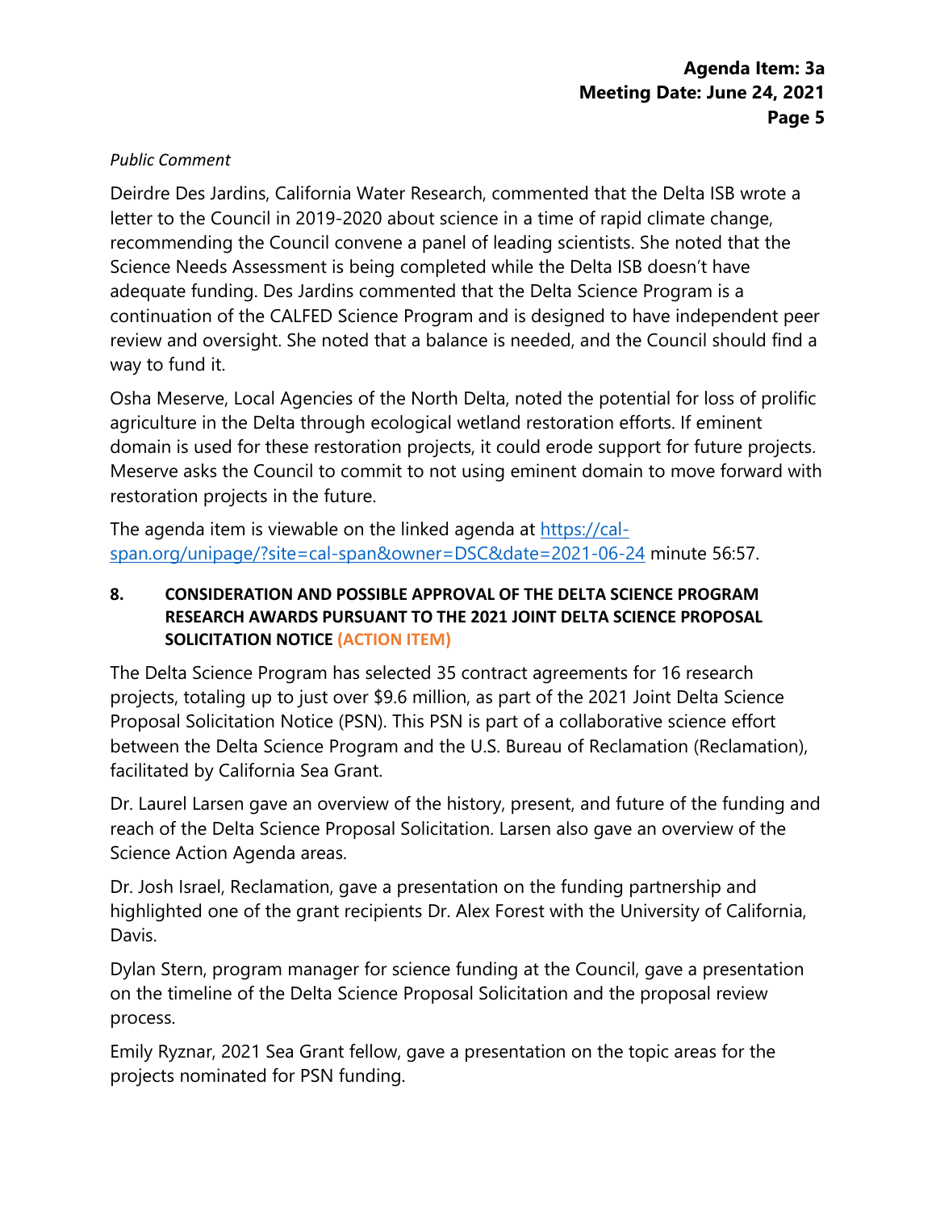*Public Comment*

Deirdre Des Jardins, California Water Research, commented that the Delta ISB wrote a letter to the Council in 2019-2020 about science in a time of rapid climate change, recommending the Council convene a panel of leading scientists. She noted that the Science Needs Assessment is being completed while the Delta ISB doesn't have adequate funding. Des Jardins commented that the Delta Science Program is a continuation of the CALFED Science Program and is designed to have independent peer review and oversight. She noted that a balance is needed, and the Council should find a way to fund it.

Osha Meserve, Local Agencies of the North Delta, noted the potential for loss of prolific agriculture in the Delta through ecological wetland restoration efforts. If eminent domain is used for these restoration projects, it could erode support for future projects. Meserve asks the Council to commit to not using eminent domain to move forward with restoration projects in the future.

The agenda item is viewable on the linked agenda at [https://cal-span.org/unipage/?site=cal-span&owner=DSC&date=2021-06-24](https://cal-span.org/unipage/?site=cal-span&owner=DSC&date=2021-06-24) minute 56:57.

## 8. CONSIDERATION AND POSSIBLE APPROVAL OF THE DELTA SCIENCE PROGRAM RESEARCH AWARDS PURSUANT TO THE 2021 JOINT DELTA SCIENCE PROPOSAL SOLICITATION NOTICE (ACTION ITEM)

The Delta Science Program has selected 35 contract agreements for 16 research projects, totaling up to just over $9.6 million, as part of the 2021 Joint Delta Science Proposal Solicitation Notice (PSN). This PSN is part of a collaborative science effort between the Delta Science Program and the U.S. Bureau of Reclamation (Reclamation), facilitated by California Sea Grant.

Dr. Laurel Larsen gave an overview of the history, present, and future of the funding and reach of the Delta Science Proposal Solicitation. Larsen also gave an overview of the Science Action Agenda areas.

Dr. Josh Israel, Reclamation, gave a presentation on the funding partnership and highlighted one of the grant recipients Dr. Alex Forest with the University of California, Davis.

Dylan Stern, program manager for science funding at the Council, gave a presentation on the timeline of the Delta Science Proposal Solicitation and the proposal review process.

Emily Ryznar, 2021 Sea Grant fellow, gave a presentation on the topic areas for the projects nominated for PSN funding.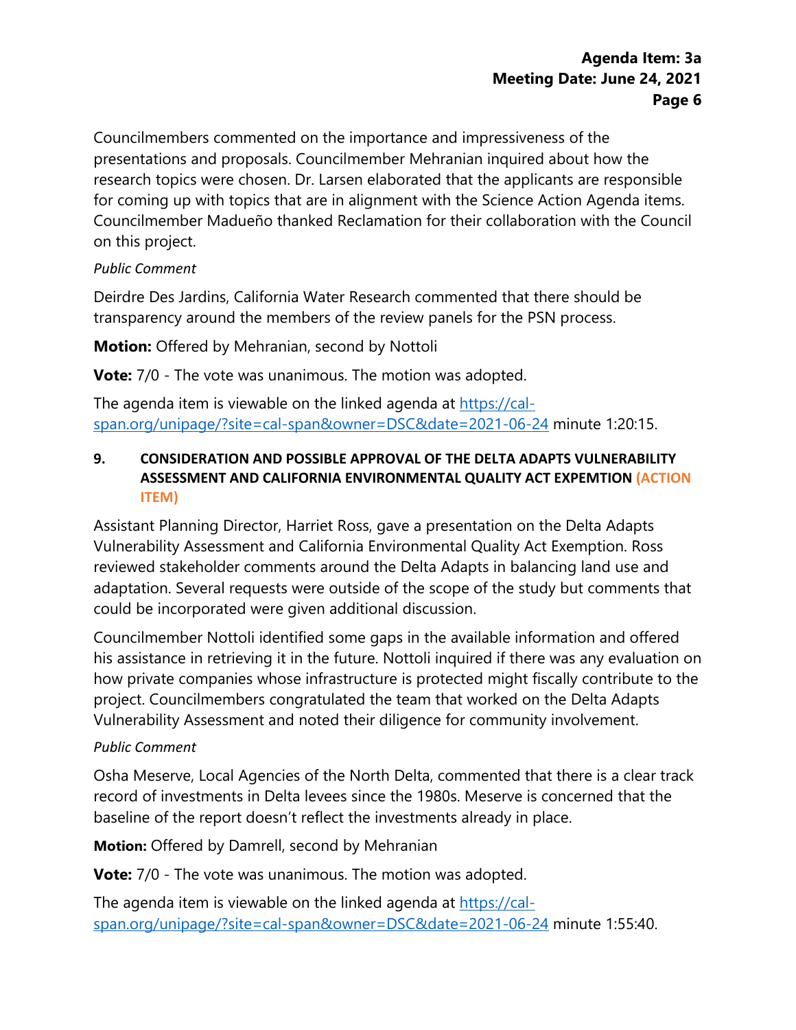Councilmembers commented on the importance and impressiveness of the presentations and proposals. Councilmember Mehranian inquired about how the research topics were chosen. Dr. Larsen elaborated that the applicants are responsible for coming up with topics that are in alignment with the Science Action Agenda items. Councilmember Madueño thanked Reclamation for their collaboration with the Council on this project.

*Public Comment*

Deirdre Des Jardins, California Water Research commented that there should be transparency around the members of the review panels for the PSN process.

**Motion:** Offered by Mehranian, second by Nottoli

**Vote:** 7/0 - The vote was unanimous. The motion was adopted.

The agenda item is viewable on the linked agenda at [https://cal-span.org/unipage/?site=cal-span&owner=DSC&date=2021-06-24](https://cal-span.org/unipage/?site=cal-span&owner=DSC&date=2021-06-24) minute 1:20:15.

**9. CONSIDERATION AND POSSIBLE APPROVAL OF THE DELTA ADAPTS VULNERABILITY ASSESSMENT AND CALIFORNIA ENVIRONMENTAL QUALITY ACT EXPEMTION (ACTION ITEM)**

Assistant Planning Director, Harriet Ross, gave a presentation on the Delta Adapts Vulnerability Assessment and California Environmental Quality Act Exemption. Ross reviewed stakeholder comments around the Delta Adapts in balancing land use and adaptation. Several requests were outside of the scope of the study but comments that could be incorporated were given additional discussion.

Councilmember Nottoli identified some gaps in the available information and offered his assistance in retrieving it in the future. Nottoli inquired if there was any evaluation on how private companies whose infrastructure is protected might fiscally contribute to the project. Councilmembers congratulated the team that worked on the Delta Adapts Vulnerability Assessment and noted their diligence for community involvement.

*Public Comment*

Osha Meserve, Local Agencies of the North Delta, commented that there is a clear track record of investments in Delta levees since the 1980s. Meserve is concerned that the baseline of the report doesn't reflect the investments already in place.

**Motion:** Offered by Damrell, second by Mehranian

**Vote:** 7/0 - The vote was unanimous. The motion was adopted.

The agenda item is viewable on the linked agenda at [https://cal-span.org/unipage/?site=cal-span&owner=DSC&date=2021-06-24](https://cal-span.org/unipage/?site=cal-span&owner=DSC&date=2021-06-24) minute 1:55:40.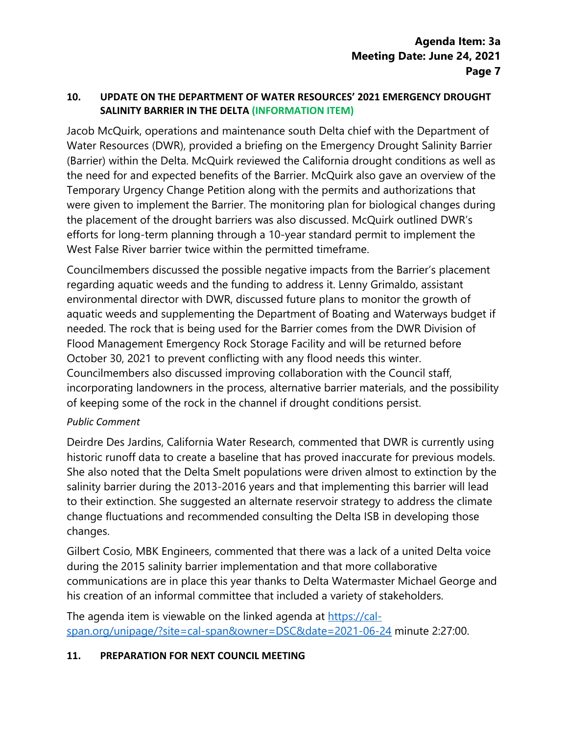## 10. UPDATE ON THE DEPARTMENT OF WATER RESOURCES' 2021 EMERGENCY DROUGHT SALINITY BARRIER IN THE DELTA (INFORMATION ITEM)

Jacob McQuirk, operations and maintenance south Delta chief with the Department of Water Resources (DWR), provided a briefing on the Emergency Drought Salinity Barrier (Barrier) within the Delta. McQuirk reviewed the California drought conditions as well as the need for and expected benefits of the Barrier. McQuirk also gave an overview of the Temporary Urgency Change Petition along with the permits and authorizations that were given to implement the Barrier. The monitoring plan for biological changes during the placement of the drought barriers was also discussed. McQuirk outlined DWR's efforts for long-term planning through a 10-year standard permit to implement the West False River barrier twice within the permitted timeframe.

Councilmembers discussed the possible negative impacts from the Barrier's placement regarding aquatic weeds and the funding to address it. Lenny Grimaldo, assistant environmental director with DWR, discussed future plans to monitor the growth of aquatic weeds and supplementing the Department of Boating and Waterways budget if needed. The rock that is being used for the Barrier comes from the DWR Division of Flood Management Emergency Rock Storage Facility and will be returned before October 30, 2021 to prevent conflicting with any flood needs this winter. Councilmembers also discussed improving collaboration with the Council staff, incorporating landowners in the process, alternative barrier materials, and the possibility of keeping some of the rock in the channel if drought conditions persist.

*Public Comment*

Deirdre Des Jardins, California Water Research, commented that DWR is currently using historic runoff data to create a baseline that has proved inaccurate for previous models. She also noted that the Delta Smelt populations were driven almost to extinction by the salinity barrier during the 2013-2016 years and that implementing this barrier will lead to their extinction. She suggested an alternate reservoir strategy to address the climate change fluctuations and recommended consulting the Delta ISB in developing those changes.

Gilbert Cosio, MBK Engineers, commented that there was a lack of a united Delta voice during the 2015 salinity barrier implementation and that more collaborative communications are in place this year thanks to Delta Watermaster Michael George and his creation of an informal committee that included a variety of stakeholders.

The agenda item is viewable on the linked agenda at [https://cal-span.org/unipage/?site=cal-span&owner=DSC&date=2021-06-24](https://cal-span.org/unipage/?site=cal-span&owner=DSC&date=2021-06-24) minute 2:27:00.

## 11. PREPARATION FOR NEXT COUNCIL MEETING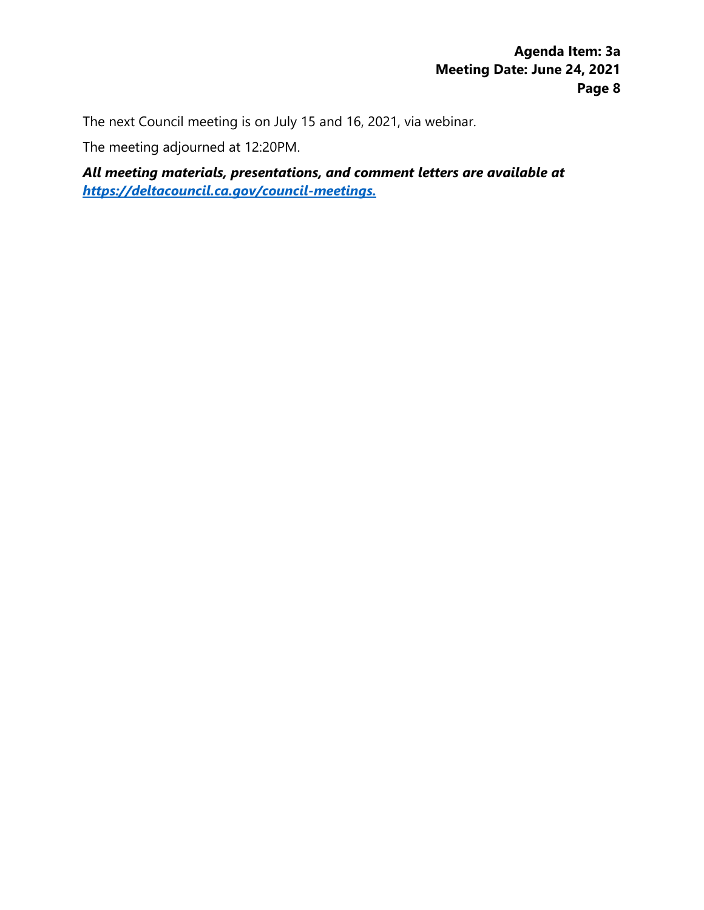The next Council meeting is on July 15 and 16, 2021, via webinar.

The meeting adjourned at 12:20PM.

***All meeting materials, presentations, and comment letters are available at [https://deltacouncil.ca.gov/council-meetings.](https://deltacouncil.ca.gov/council-meetings)***